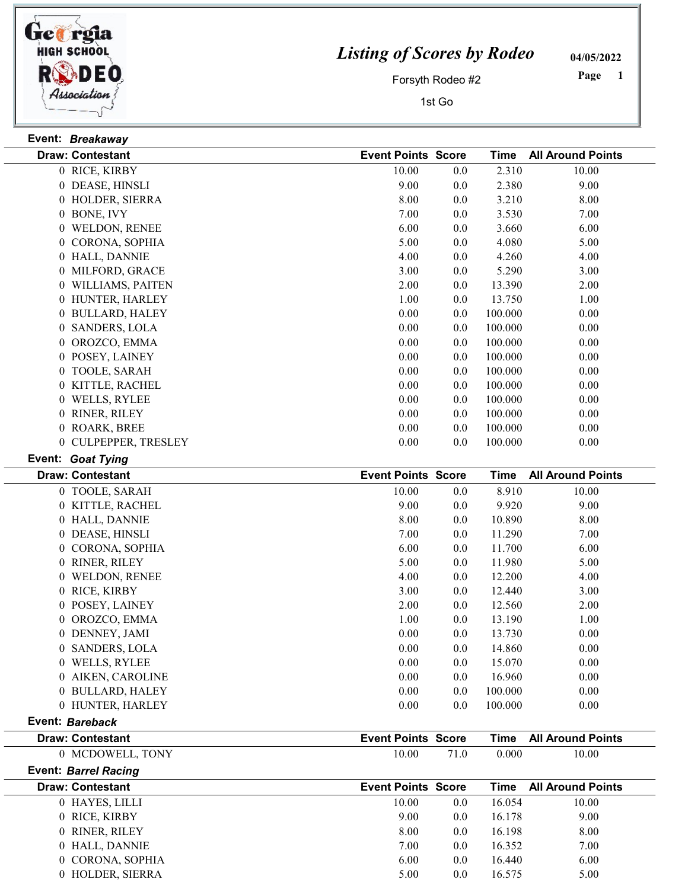# Listing of Scores by Rodeo

Forsyth Rodeo #2

1st Go

04/05/2022

**Event:** ***Breakaway***

| Draw: | Contestant | Event Points | Score | Time | All Around Points |
|---|---|---|---|---|---|
| 0 | RICE, KIRBY | 10.00 | 0.0 | 2.310 | 10.00 |
| 0 | DEASE, HINSLI | 9.00 | 0.0 | 2.380 | 9.00 |
| 0 | HOLDER, SIERRA | 8.00 | 0.0 | 3.210 | 8.00 |
| 0 | BONE, IVY | 7.00 | 0.0 | 3.530 | 7.00 |
| 0 | WELDON, RENEE | 6.00 | 0.0 | 3.660 | 6.00 |
| 0 | CORONA, SOPHIA | 5.00 | 0.0 | 4.080 | 5.00 |
| 0 | HALL, DANNIE | 4.00 | 0.0 | 4.260 | 4.00 |
| 0 | MILFORD, GRACE | 3.00 | 0.0 | 5.290 | 3.00 |
| 0 | WILLIAMS, PAITEN | 2.00 | 0.0 | 13.390 | 2.00 |
| 0 | HUNTER, HARLEY | 1.00 | 0.0 | 13.750 | 1.00 |
| 0 | BULLARD, HALEY | 0.00 | 0.0 | 100.000 | 0.00 |
| 0 | SANDERS, LOLA | 0.00 | 0.0 | 100.000 | 0.00 |
| 0 | OROZCO, EMMA | 0.00 | 0.0 | 100.000 | 0.00 |
| 0 | POSEY, LAINEY | 0.00 | 0.0 | 100.000 | 0.00 |
| 0 | TOOLE, SARAH | 0.00 | 0.0 | 100.000 | 0.00 |
| 0 | KITTLE, RACHEL | 0.00 | 0.0 | 100.000 | 0.00 |
| 0 | WELLS, RYLEE | 0.00 | 0.0 | 100.000 | 0.00 |
| 0 | RINER, RILEY | 0.00 | 0.0 | 100.000 | 0.00 |
| 0 | ROARK, BREE | 0.00 | 0.0 | 100.000 | 0.00 |
| 0 | CULPEPPER, TRESLEY | 0.00 | 0.0 | 100.000 | 0.00 |

**Event:** ***Goat Tying***

| Draw: | Contestant | Event Points | Score | Time | All Around Points |
|---|---|---|---|---|---|
| 0 | TOOLE, SARAH | 10.00 | 0.0 | 8.910 | 10.00 |
| 0 | KITTLE, RACHEL | 9.00 | 0.0 | 9.920 | 9.00 |
| 0 | HALL, DANNIE | 8.00 | 0.0 | 10.890 | 8.00 |
| 0 | DEASE, HINSLI | 7.00 | 0.0 | 11.290 | 7.00 |
| 0 | CORONA, SOPHIA | 6.00 | 0.0 | 11.700 | 6.00 |
| 0 | RINER, RILEY | 5.00 | 0.0 | 11.980 | 5.00 |
| 0 | WELDON, RENEE | 4.00 | 0.0 | 12.200 | 4.00 |
| 0 | RICE, KIRBY | 3.00 | 0.0 | 12.440 | 3.00 |
| 0 | POSEY, LAINEY | 2.00 | 0.0 | 12.560 | 2.00 |
| 0 | OROZCO, EMMA | 1.00 | 0.0 | 13.190 | 1.00 |
| 0 | DENNEY, JAMI | 0.00 | 0.0 | 13.730 | 0.00 |
| 0 | SANDERS, LOLA | 0.00 | 0.0 | 14.860 | 0.00 |
| 0 | WELLS, RYLEE | 0.00 | 0.0 | 15.070 | 0.00 |
| 0 | AIKEN, CAROLINE | 0.00 | 0.0 | 16.960 | 0.00 |
| 0 | BULLARD, HALEY | 0.00 | 0.0 | 100.000 | 0.00 |
| 0 | HUNTER, HARLEY | 0.00 | 0.0 | 100.000 | 0.00 |

**Event:** ***Bareback***

| Draw: | Contestant | Event Points | Score | Time | All Around Points |
|---|---|---|---|---|---|
| 0 | MCDOWELL, TONY | 10.00 | 71.0 | 0.000 | 10.00 |

**Event:** ***Barrel Racing***

| Draw: | Contestant | Event Points | Score | Time | All Around Points |
|---|---|---|---|---|---|
| 0 | HAYES, LILLI | 10.00 | 0.0 | 16.054 | 10.00 |
| 0 | RICE, KIRBY | 9.00 | 0.0 | 16.178 | 9.00 |
| 0 | RINER, RILEY | 8.00 | 0.0 | 16.198 | 8.00 |
| 0 | HALL, DANNIE | 7.00 | 0.0 | 16.352 | 7.00 |
| 0 | CORONA, SOPHIA | 6.00 | 0.0 | 16.440 | 6.00 |
| 0 | HOLDER, SIERRA | 5.00 | 0.0 | 16.575 | 5.00 |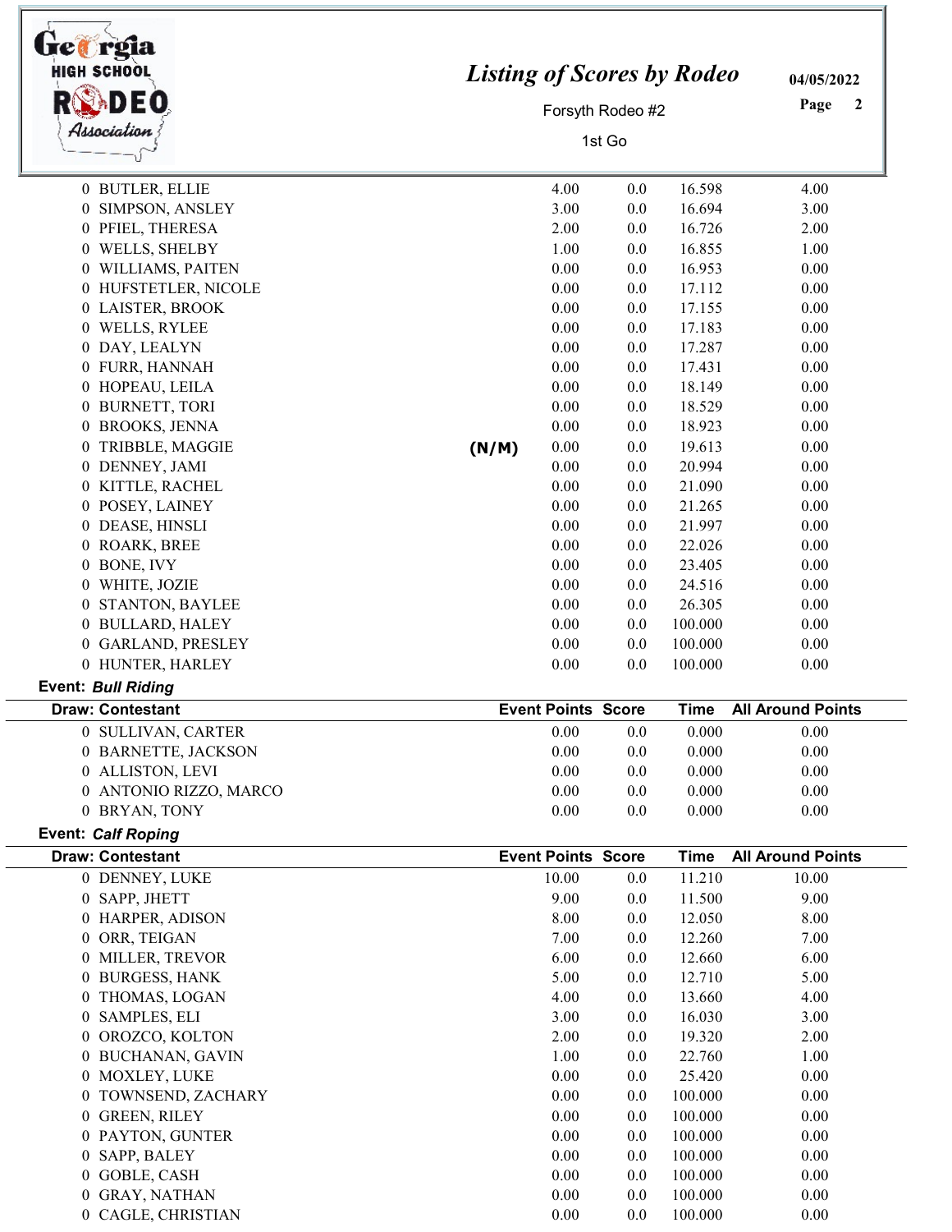| Draw: Contestant | | Event Points | Score | Time | All Around Points |
|---|---|---|---|---|---|
| 0 BUTLER, ELLIE | | 4.00 | 0.0 | 16.598 | 4.00 |
| 0 SIMPSON, ANSLEY | | 3.00 | 0.0 | 16.694 | 3.00 |
| 0 PFIEL, THERESA | | 2.00 | 0.0 | 16.726 | 2.00 |
| 0 WELLS, SHELBY | | 1.00 | 0.0 | 16.855 | 1.00 |
| 0 WILLIAMS, PAITEN | | 0.00 | 0.0 | 16.953 | 0.00 |
| 0 HUFSTETLER, NICOLE | | 0.00 | 0.0 | 17.112 | 0.00 |
| 0 LAISTER, BROOK | | 0.00 | 0.0 | 17.155 | 0.00 |
| 0 WELLS, RYLEE | | 0.00 | 0.0 | 17.183 | 0.00 |
| 0 DAY, LEALYN | | 0.00 | 0.0 | 17.287 | 0.00 |
| 0 FURR, HANNAH | | 0.00 | 0.0 | 17.431 | 0.00 |
| 0 HOPEAU, LEILA | | 0.00 | 0.0 | 18.149 | 0.00 |
| 0 BURNETT, TORI | | 0.00 | 0.0 | 18.529 | 0.00 |
| 0 BROOKS, JENNA | | 0.00 | 0.0 | 18.923 | 0.00 |
| 0 TRIBBLE, MAGGIE | (N/M) | 0.00 | 0.0 | 19.613 | 0.00 |
| 0 DENNEY, JAMI | | 0.00 | 0.0 | 20.994 | 0.00 |
| 0 KITTLE, RACHEL | | 0.00 | 0.0 | 21.090 | 0.00 |
| 0 POSEY, LAINEY | | 0.00 | 0.0 | 21.265 | 0.00 |
| 0 DEASE, HINSLI | | 0.00 | 0.0 | 21.997 | 0.00 |
| 0 ROARK, BREE | | 0.00 | 0.0 | 22.026 | 0.00 |
| 0 BONE, IVY | | 0.00 | 0.0 | 23.405 | 0.00 |
| 0 WHITE, JOZIE | | 0.00 | 0.0 | 24.516 | 0.00 |
| 0 STANTON, BAYLEE | | 0.00 | 0.0 | 26.305 | 0.00 |
| 0 BULLARD, HALEY | | 0.00 | 0.0 | 100.000 | 0.00 |
| 0 GARLAND, PRESLEY | | 0.00 | 0.0 | 100.000 | 0.00 |
| 0 HUNTER, HARLEY | | 0.00 | 0.0 | 100.000 | 0.00 |

**Event:** ***Bull Riding***

| Draw: Contestant | Event Points | Score | Time | All Around Points |
|---|---|---|---|---|
| 0 SULLIVAN, CARTER | 0.00 | 0.0 | 0.000 | 0.00 |
| 0 BARNETTE, JACKSON | 0.00 | 0.0 | 0.000 | 0.00 |
| 0 ALLISTON, LEVI | 0.00 | 0.0 | 0.000 | 0.00 |
| 0 ANTONIO RIZZO, MARCO | 0.00 | 0.0 | 0.000 | 0.00 |
| 0 BRYAN, TONY | 0.00 | 0.0 | 0.000 | 0.00 |

**Event:** ***Calf Roping***

| Draw: Contestant | Event Points | Score | Time | All Around Points |
|---|---|---|---|---|
| 0 DENNEY, LUKE | 10.00 | 0.0 | 11.210 | 10.00 |
| 0 SAPP, JHETT | 9.00 | 0.0 | 11.500 | 9.00 |
| 0 HARPER, ADISON | 8.00 | 0.0 | 12.050 | 8.00 |
| 0 ORR, TEIGAN | 7.00 | 0.0 | 12.260 | 7.00 |
| 0 MILLER, TREVOR | 6.00 | 0.0 | 12.660 | 6.00 |
| 0 BURGESS, HANK | 5.00 | 0.0 | 12.710 | 5.00 |
| 0 THOMAS, LOGAN | 4.00 | 0.0 | 13.660 | 4.00 |
| 0 SAMPLES, ELI | 3.00 | 0.0 | 16.030 | 3.00 |
| 0 OROZCO, KOLTON | 2.00 | 0.0 | 19.320 | 2.00 |
| 0 BUCHANAN, GAVIN | 1.00 | 0.0 | 22.760 | 1.00 |
| 0 MOXLEY, LUKE | 0.00 | 0.0 | 25.420 | 0.00 |
| 0 TOWNSEND, ZACHARY | 0.00 | 0.0 | 100.000 | 0.00 |
| 0 GREEN, RILEY | 0.00 | 0.0 | 100.000 | 0.00 |
| 0 PAYTON, GUNTER | 0.00 | 0.0 | 100.000 | 0.00 |
| 0 SAPP, BALEY | 0.00 | 0.0 | 100.000 | 0.00 |
| 0 GOBLE, CASH | 0.00 | 0.0 | 100.000 | 0.00 |
| 0 GRAY, NATHAN | 0.00 | 0.0 | 100.000 | 0.00 |
| 0 CAGLE, CHRISTIAN | 0.00 | 0.0 | 100.000 | 0.00 |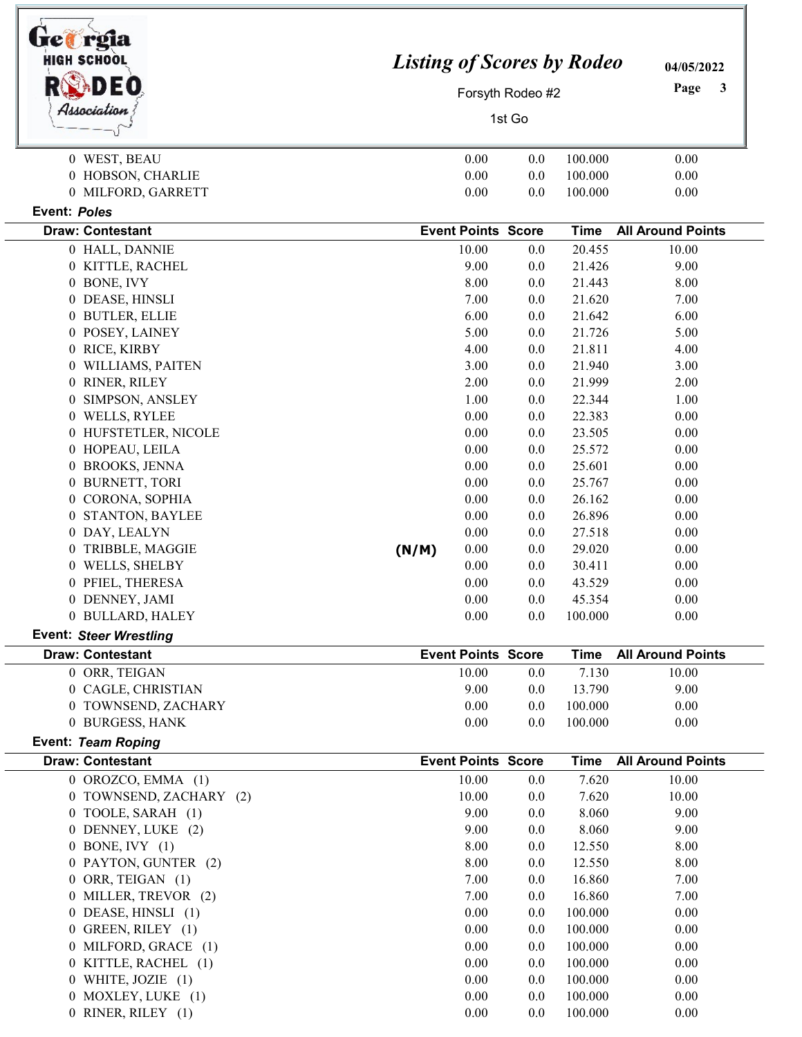| Draw | Contestant | | Event Points | Score | Time | All Around Points |
|---|---|---|---|---|---|---|
| 0 | WEST, BEAU | | 0.00 | 0.0 | 100.000 | 0.00 |
| 0 | HOBSON, CHARLIE | | 0.00 | 0.0 | 100.000 | 0.00 |
| 0 | MILFORD, GARRETT | | 0.00 | 0.0 | 100.000 | 0.00 |

**Event:** ***Poles***

| Draw | Contestant | | Event Points | Score | Time | All Around Points |
|---|---|---|---|---|---|---|
| 0 | HALL, DANNIE | | 10.00 | 0.0 | 20.455 | 10.00 |
| 0 | KITTLE, RACHEL | | 9.00 | 0.0 | 21.426 | 9.00 |
| 0 | BONE, IVY | | 8.00 | 0.0 | 21.443 | 8.00 |
| 0 | DEASE, HINSLI | | 7.00 | 0.0 | 21.620 | 7.00 |
| 0 | BUTLER, ELLIE | | 6.00 | 0.0 | 21.642 | 6.00 |
| 0 | POSEY, LAINEY | | 5.00 | 0.0 | 21.726 | 5.00 |
| 0 | RICE, KIRBY | | 4.00 | 0.0 | 21.811 | 4.00 |
| 0 | WILLIAMS, PAITEN | | 3.00 | 0.0 | 21.940 | 3.00 |
| 0 | RINER, RILEY | | 2.00 | 0.0 | 21.999 | 2.00 |
| 0 | SIMPSON, ANSLEY | | 1.00 | 0.0 | 22.344 | 1.00 |
| 0 | WELLS, RYLEE | | 0.00 | 0.0 | 22.383 | 0.00 |
| 0 | HUFSTETLER, NICOLE | | 0.00 | 0.0 | 23.505 | 0.00 |
| 0 | HOPEAU, LEILA | | 0.00 | 0.0 | 25.572 | 0.00 |
| 0 | BROOKS, JENNA | | 0.00 | 0.0 | 25.601 | 0.00 |
| 0 | BURNETT, TORI | | 0.00 | 0.0 | 25.767 | 0.00 |
| 0 | CORONA, SOPHIA | | 0.00 | 0.0 | 26.162 | 0.00 |
| 0 | STANTON, BAYLEE | | 0.00 | 0.0 | 26.896 | 0.00 |
| 0 | DAY, LEALYN | | 0.00 | 0.0 | 27.518 | 0.00 |
| 0 | TRIBBLE, MAGGIE | (N/M) | 0.00 | 0.0 | 29.020 | 0.00 |
| 0 | WELLS, SHELBY | | 0.00 | 0.0 | 30.411 | 0.00 |
| 0 | PFIEL, THERESA | | 0.00 | 0.0 | 43.529 | 0.00 |
| 0 | DENNEY, JAMI | | 0.00 | 0.0 | 45.354 | 0.00 |
| 0 | BULLARD, HALEY | | 0.00 | 0.0 | 100.000 | 0.00 |

**Event:** ***Steer Wrestling***

| Draw | Contestant | Event Points | Score | Time | All Around Points |
|---|---|---|---|---|---|
| 0 | ORR, TEIGAN | 10.00 | 0.0 | 7.130 | 10.00 |
| 0 | CAGLE, CHRISTIAN | 9.00 | 0.0 | 13.790 | 9.00 |
| 0 | TOWNSEND, ZACHARY | 0.00 | 0.0 | 100.000 | 0.00 |
| 0 | BURGESS, HANK | 0.00 | 0.0 | 100.000 | 0.00 |

**Event:** ***Team Roping***

| Draw | Contestant | Event Points | Score | Time | All Around Points |
|---|---|---|---|---|---|
| 0 | OROZCO, EMMA (1) | 10.00 | 0.0 | 7.620 | 10.00 |
| 0 | TOWNSEND, ZACHARY (2) | 10.00 | 0.0 | 7.620 | 10.00 |
| 0 | TOOLE, SARAH (1) | 9.00 | 0.0 | 8.060 | 9.00 |
| 0 | DENNEY, LUKE (2) | 9.00 | 0.0 | 8.060 | 9.00 |
| 0 | BONE, IVY (1) | 8.00 | 0.0 | 12.550 | 8.00 |
| 0 | PAYTON, GUNTER (2) | 8.00 | 0.0 | 12.550 | 8.00 |
| 0 | ORR, TEIGAN (1) | 7.00 | 0.0 | 16.860 | 7.00 |
| 0 | MILLER, TREVOR (2) | 7.00 | 0.0 | 16.860 | 7.00 |
| 0 | DEASE, HINSLI (1) | 0.00 | 0.0 | 100.000 | 0.00 |
| 0 | GREEN, RILEY (1) | 0.00 | 0.0 | 100.000 | 0.00 |
| 0 | MILFORD, GRACE (1) | 0.00 | 0.0 | 100.000 | 0.00 |
| 0 | KITTLE, RACHEL (1) | 0.00 | 0.0 | 100.000 | 0.00 |
| 0 | WHITE, JOZIE (1) | 0.00 | 0.0 | 100.000 | 0.00 |
| 0 | MOXLEY, LUKE (1) | 0.00 | 0.0 | 100.000 | 0.00 |
| 0 | RINER, RILEY (1) | 0.00 | 0.0 | 100.000 | 0.00 |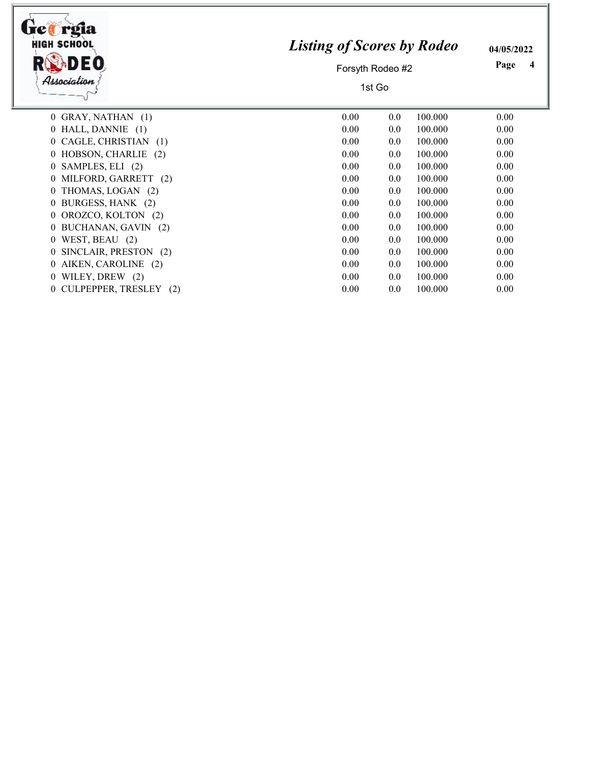| | | | | | |
|---|---|---|---|---|---|
| 0 | GRAY, NATHAN (1) | 0.00 | 0.0 | 100.000 | 0.00 |
| 0 | HALL, DANNIE (1) | 0.00 | 0.0 | 100.000 | 0.00 |
| 0 | CAGLE, CHRISTIAN (1) | 0.00 | 0.0 | 100.000 | 0.00 |
| 0 | HOBSON, CHARLIE (2) | 0.00 | 0.0 | 100.000 | 0.00 |
| 0 | SAMPLES, ELI (2) | 0.00 | 0.0 | 100.000 | 0.00 |
| 0 | MILFORD, GARRETT (2) | 0.00 | 0.0 | 100.000 | 0.00 |
| 0 | THOMAS, LOGAN (2) | 0.00 | 0.0 | 100.000 | 0.00 |
| 0 | BURGESS, HANK (2) | 0.00 | 0.0 | 100.000 | 0.00 |
| 0 | OROZCO, KOLTON (2) | 0.00 | 0.0 | 100.000 | 0.00 |
| 0 | BUCHANAN, GAVIN (2) | 0.00 | 0.0 | 100.000 | 0.00 |
| 0 | WEST, BEAU (2) | 0.00 | 0.0 | 100.000 | 0.00 |
| 0 | SINCLAIR, PRESTON (2) | 0.00 | 0.0 | 100.000 | 0.00 |
| 0 | AIKEN, CAROLINE (2) | 0.00 | 0.0 | 100.000 | 0.00 |
| 0 | WILEY, DREW (2) | 0.00 | 0.0 | 100.000 | 0.00 |
| 0 | CULPEPPER, TRESLEY (2) | 0.00 | 0.0 | 100.000 | 0.00 |